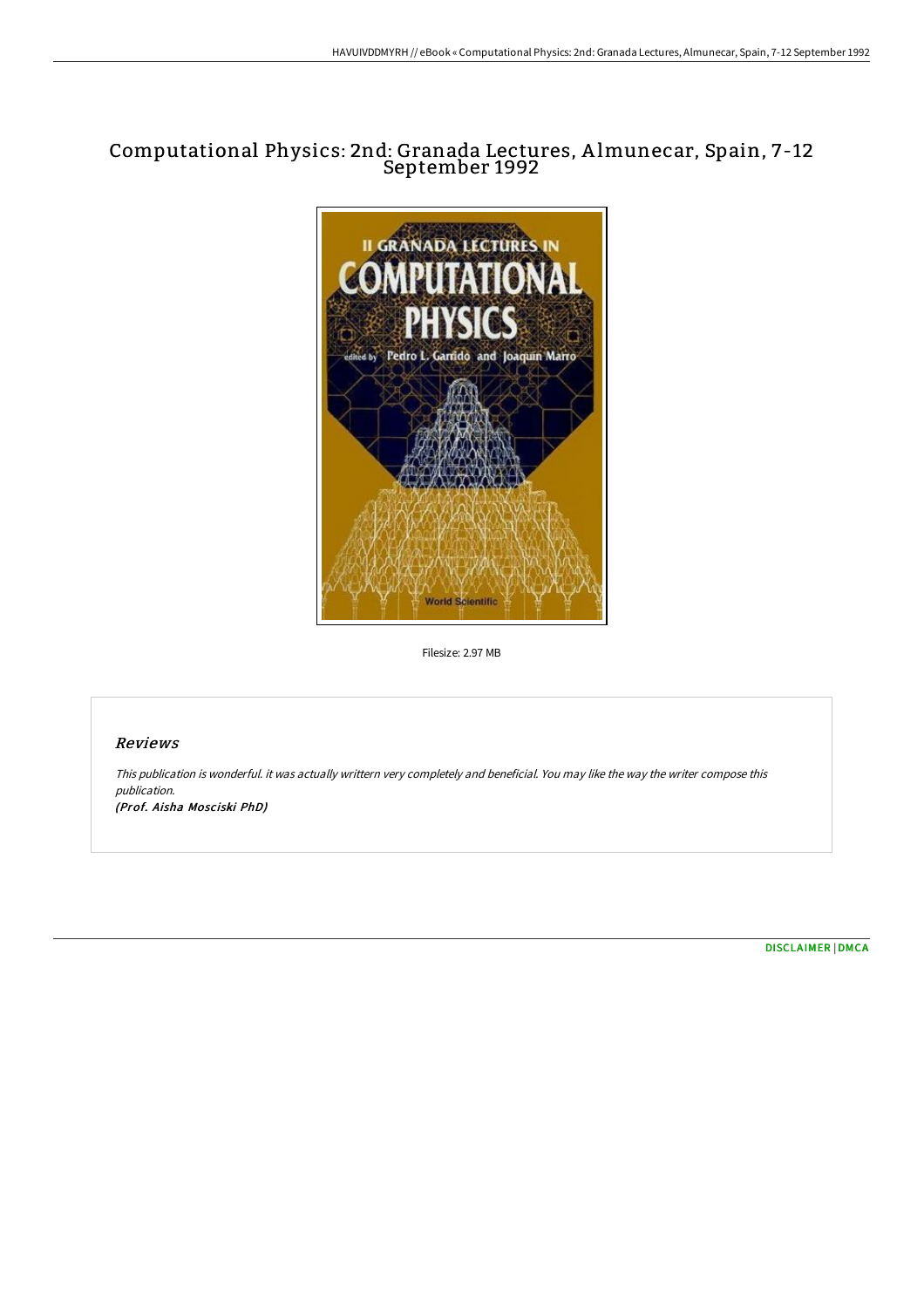# Computational Physics: 2nd: Granada Lectures, Almunecar, Spain, 7-12 September 1992

Filesize: 2.97 MB

## Reviews

*This publication is wonderful. it was actually writtern very completely and beneficial. You may like the way the writer compose this publication.*

***(Prof. Aisha Mosciski PhD)***

DISCLAIMER | DMCA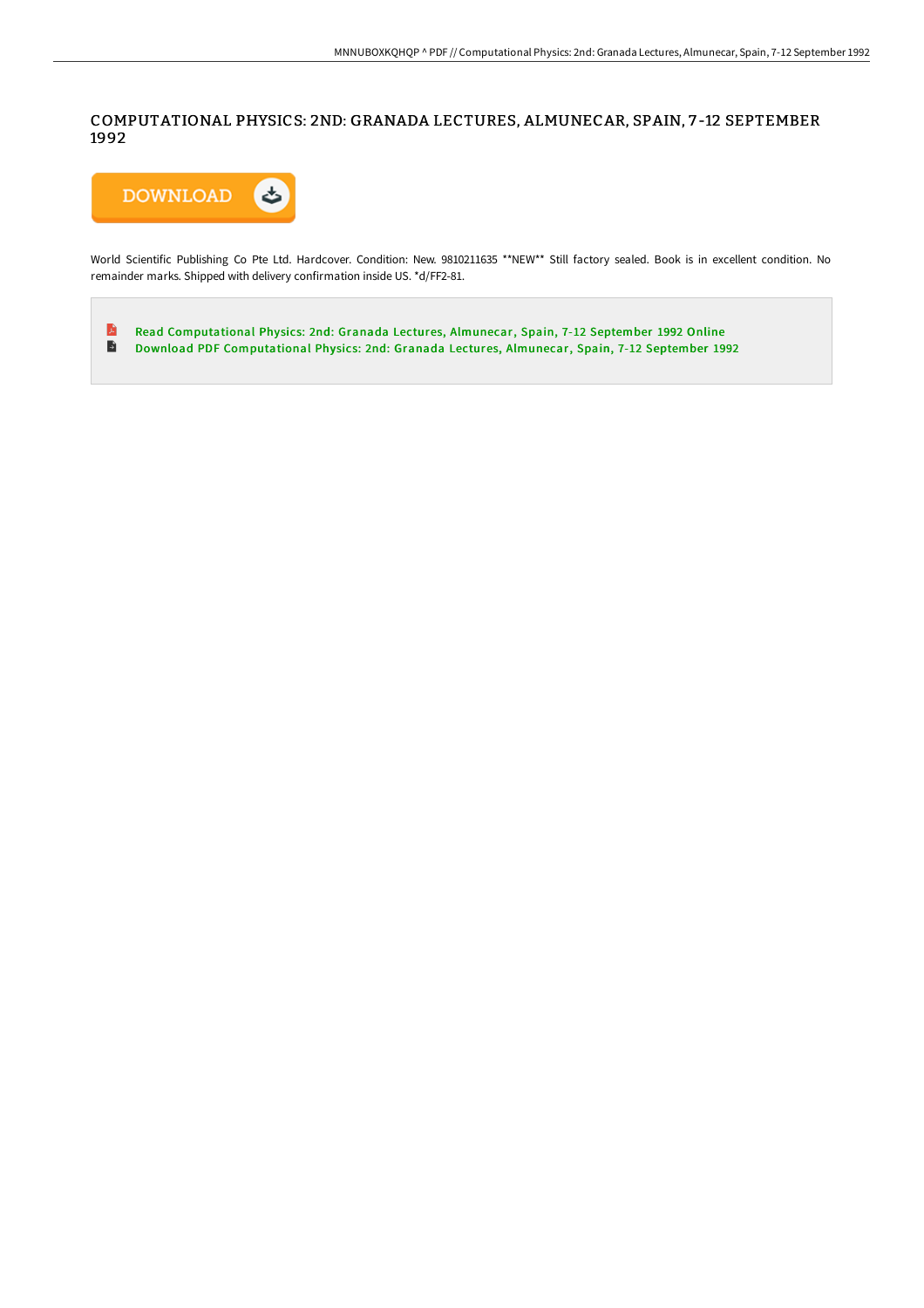# COMPUTATIONAL PHYSICS: 2ND: GRANADA LECTURES, ALMUNECAR, SPAIN, 7-12 SEPTEMBER 1992

DOWNLOAD

World Scientific Publishing Co Pte Ltd. Hardcover. Condition: New. 9810211635 **NEW** Still factory sealed. Book is in excellent condition. No remainder marks. Shipped with delivery confirmation inside US. *d/FF2-81.

- Read Computational Physics: 2nd: Granada Lectures, Almunecar, Spain, 7-12 September 1992 Online
- Download PDF Computational Physics: 2nd: Granada Lectures, Almunecar, Spain, 7-12 September 1992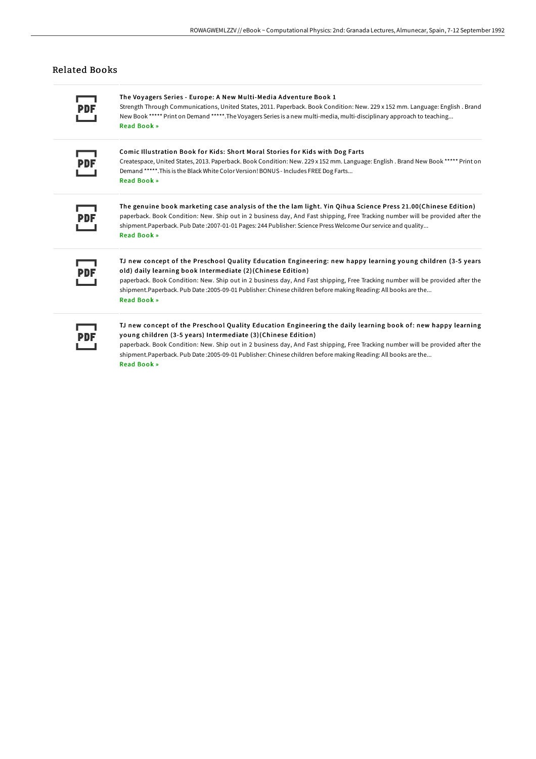## Related Books

**The Voyagers Series - Europe: A New Multi-Media Adventure Book 1**

Strength Through Communications, United States, 2011. Paperback. Book Condition: New. 229 x 152 mm. Language: English . Brand New Book ***** Print on Demand *****.The Voyagers Series is a new multi-media, multi-disciplinary approach to teaching...

Read Book »

**Comic Illustration Book for Kids: Short Moral Stories for Kids with Dog Farts**

Createspace, United States, 2013. Paperback. Book Condition: New. 229 x 152 mm. Language: English . Brand New Book ***** Print on Demand *****.This is the Black White Color Version! BONUS - Includes FREE Dog Farts...

Read Book »

**The genuine book marketing case analysis of the the lam light. Yin Qihua Science Press 21.00(Chinese Edition)**

paperback. Book Condition: New. Ship out in 2 business day, And Fast shipping, Free Tracking number will be provided after the shipment.Paperback. Pub Date :2007-01-01 Pages: 244 Publisher: Science Press Welcome Our service and quality...

Read Book »

**TJ new concept of the Preschool Quality Education Engineering: new happy learning young children (3-5 years old) daily learning book Intermediate (2)(Chinese Edition)**

paperback. Book Condition: New. Ship out in 2 business day, And Fast shipping, Free Tracking number will be provided after the shipment.Paperback. Pub Date :2005-09-01 Publisher: Chinese children before making Reading: All books are the...

Read Book »

**TJ new concept of the Preschool Quality Education Engineering the daily learning book of: new happy learning young children (3-5 years) Intermediate (3)(Chinese Edition)**

paperback. Book Condition: New. Ship out in 2 business day, And Fast shipping, Free Tracking number will be provided after the shipment.Paperback. Pub Date :2005-09-01 Publisher: Chinese children before making Reading: All books are the...

Read Book »